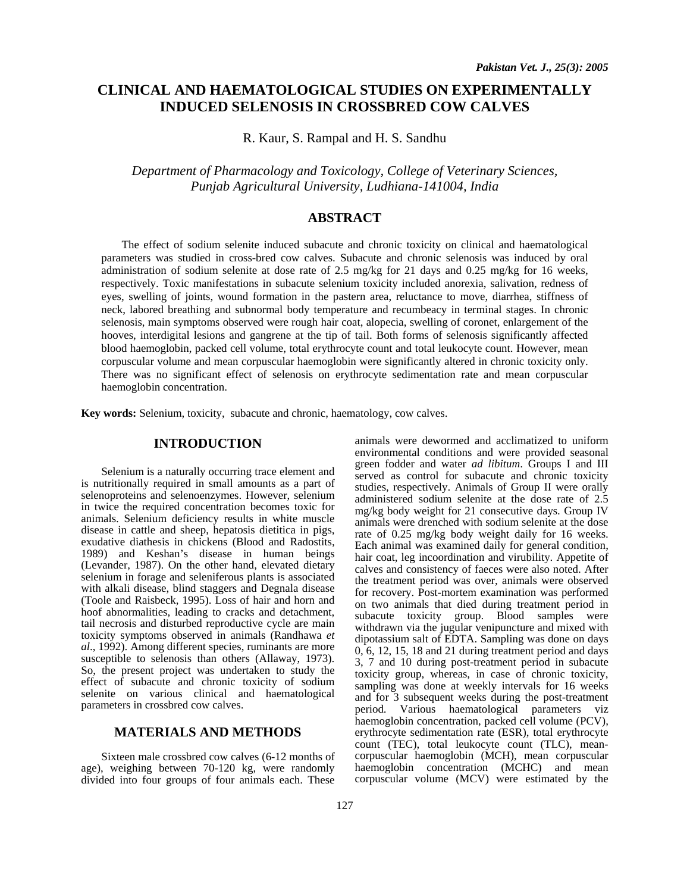# CLINICAL AND HAEMATOLOGICAL STUDIES ON EXPERIMENTALLY INDUCED SELENOSIS IN CROSSBRED COW CALVES

R. Kaur, S. Rampal and H. S. Sandhu

*Department of Pharmacology and Toxicology, College of Veterinary Sciences, Punjab Agricultural University, Ludhiana-141004, India*

## ABSTRACT

The effect of sodium selenite induced subacute and chronic toxicity on clinical and haematological parameters was studied in cross-bred cow calves. Subacute and chronic selenosis was induced by oral administration of sodium selenite at dose rate of 2.5 mg/kg for 21 days and 0.25 mg/kg for 16 weeks, respectively. Toxic manifestations in subacute selenium toxicity included anorexia, salivation, redness of eyes, swelling of joints, wound formation in the pastern area, reluctance to move, diarrhea, stiffness of neck, labored breathing and subnormal body temperature and recumbeacy in terminal stages. In chronic selenosis, main symptoms observed were rough hair coat, alopecia, swelling of coronet, enlargement of the hooves, interdigital lesions and gangrene at the tip of tail. Both forms of selenosis significantly affected blood haemoglobin, packed cell volume, total erythrocyte count and total leukocyte count. However, mean corpuscular volume and mean corpuscular haemoglobin were significantly altered in chronic toxicity only. There was no significant effect of selenosis on erythrocyte sedimentation rate and mean corpuscular haemoglobin concentration.

**Key words:** Selenium, toxicity, subacute and chronic, haematology, cow calves.

## INTRODUCTION

Selenium is a naturally occurring trace element and is nutritionally required in small amounts as a part of selenoproteins and selenoenzymes. However, selenium in twice the required concentration becomes toxic for animals. Selenium deficiency results in white muscle disease in cattle and sheep, hepatosis dietitica in pigs, exudative diathesis in chickens (Blood and Radostits, 1989) and Keshan's disease in human beings (Levander, 1987). On the other hand, elevated dietary selenium in forage and seleniferous plants is associated with alkali disease, blind staggers and Degnala disease (Toole and Raisbeck, 1995). Loss of hair and horn and hoof abnormalities, leading to cracks and detachment, tail necrosis and disturbed reproductive cycle are main toxicity symptoms observed in animals (Randhawa *et al*., 1992). Among different species, ruminants are more susceptible to selenosis than others (Allaway, 1973). So, the present project was undertaken to study the effect of subacute and chronic toxicity of sodium selenite on various clinical and haematological parameters in crossbred cow calves.

## MATERIALS AND METHODS

Sixteen male crossbred cow calves (6-12 months of age), weighing between 70-120 kg, were randomly divided into four groups of four animals each. These animals were dewormed and acclimatized to uniform environmental conditions and were provided seasonal green fodder and water *ad libitum*. Groups I and III served as control for subacute and chronic toxicity studies, respectively. Animals of Group II were orally administered sodium selenite at the dose rate of 2.5 mg/kg body weight for 21 consecutive days. Group IV animals were drenched with sodium selenite at the dose rate of 0.25 mg/kg body weight daily for 16 weeks. Each animal was examined daily for general condition, hair coat, leg incoordination and virubility. Appetite of calves and consistency of faeces were also noted. After the treatment period was over, animals were observed for recovery. Post-mortem examination was performed on two animals that died during treatment period in subacute toxicity group. Blood samples were withdrawn via the jugular venipuncture and mixed with dipotassium salt of EDTA. Sampling was done on days 0, 6, 12, 15, 18 and 21 during treatment period and days 3, 7 and 10 during post-treatment period in subacute toxicity group, whereas, in case of chronic toxicity, sampling was done at weekly intervals for 16 weeks and for 3 subsequent weeks during the post-treatment period. Various haematological parameters viz haemoglobin concentration, packed cell volume (PCV), erythrocyte sedimentation rate (ESR), total erythrocyte count (TEC), total leukocyte count (TLC), mean-corpuscular haemoglobin (MCH), mean corpuscular haemoglobin concentration (MCHC) and mean corpuscular volume (MCV) were estimated by the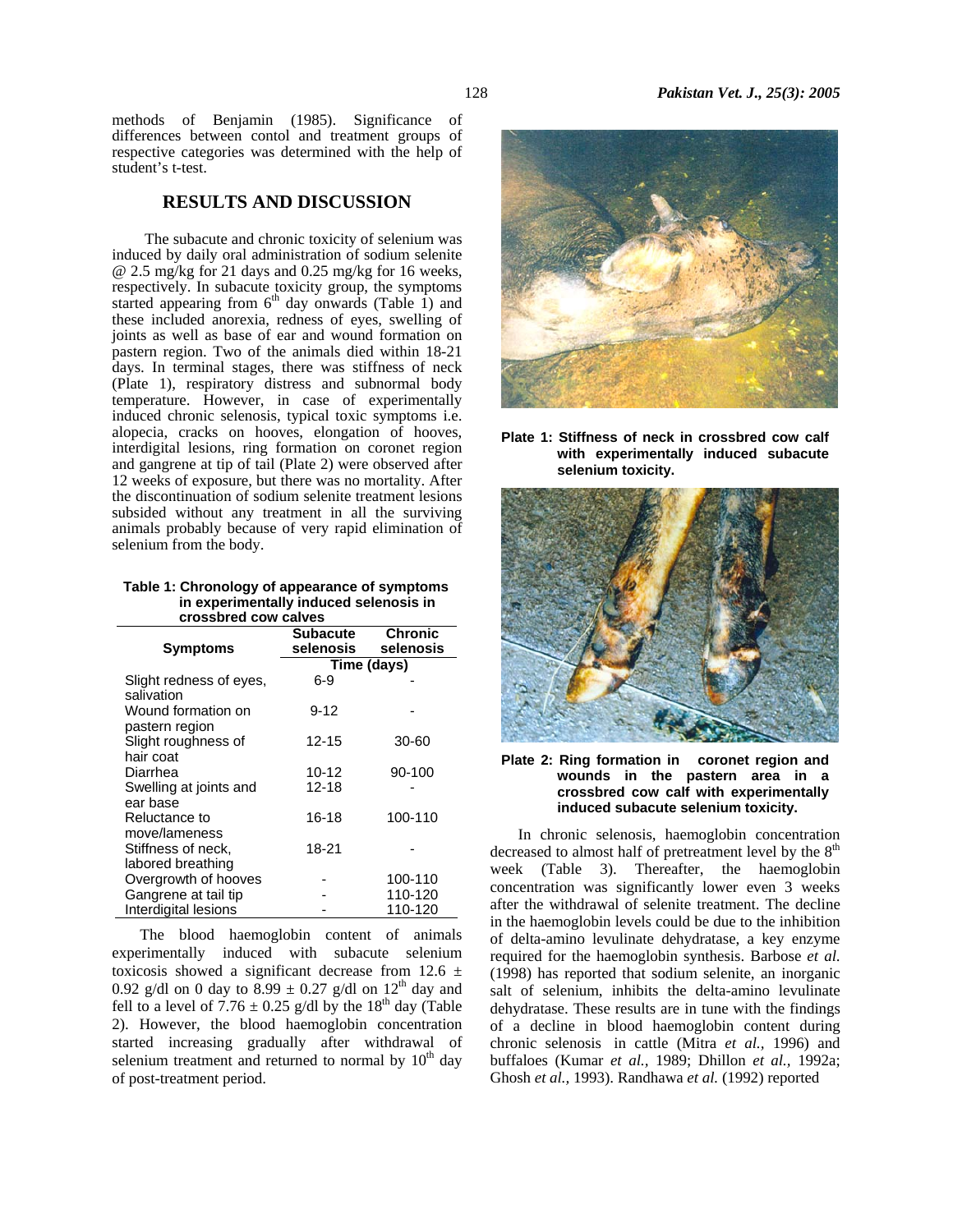methods of Benjamin (1985). Significance of differences between contol and treatment groups of respective categories was determined with the help of student's t-test.

## RESULTS AND DISCUSSION

The subacute and chronic toxicity of selenium was induced by daily oral administration of sodium selenite @ 2.5 mg/kg for 21 days and 0.25 mg/kg for 16 weeks, respectively. In subacute toxicity group, the symptoms started appearing from 6th day onwards (Table 1) and these included anorexia, redness of eyes, swelling of joints as well as base of ear and wound formation on pastern region. Two of the animals died within 18-21 days. In terminal stages, there was stiffness of neck (Plate 1), respiratory distress and subnormal body temperature. However, in case of experimentally induced chronic selenosis, typical toxic symptoms i.e. alopecia, cracks on hooves, elongation of hooves, interdigital lesions, ring formation on coronet region and gangrene at tip of tail (Plate 2) were observed after 12 weeks of exposure, but there was no mortality. After the discontinuation of sodium selenite treatment lesions subsided without any treatment in all the surviving animals probably because of very rapid elimination of selenium from the body.

**Table 1: Chronology of appearance of symptoms in experimentally induced selenosis in crossbred cow calves**

| Symptoms | Subacute selenosis | Chronic selenosis |
|---|---|---|
| | Time (days) | |
| Slight redness of eyes, salivation | 6-9 | - |
| Wound formation on pastern region | 9-12 | - |
| Slight roughness of hair coat | 12-15 | 30-60 |
| Diarrhea | 10-12 | 90-100 |
| Swelling at joints and ear base | 12-18 | - |
| Reluctance to move/lameness | 16-18 | 100-110 |
| Stiffness of neck, labored breathing | 18-21 | - |
| Overgrowth of hooves | - | 100-110 |
| Gangrene at tail tip | - | 110-120 |
| Interdigital lesions | - | 110-120 |

The blood haemoglobin content of animals experimentally induced with subacute selenium toxicosis showed a significant decrease from 12.6 ± 0.92 g/dl on 0 day to 8.99 ± 0.27 g/dl on 12th day and fell to a level of 7.76 ± 0.25 g/dl by the 18th day (Table 2). However, the blood haemoglobin concentration started increasing gradually after withdrawal of selenium treatment and returned to normal by 10th day of post-treatment period.

**Plate 1: Stiffness of neck in crossbred cow calf with experimentally induced subacute selenium toxicity.**

**Plate 2: Ring formation in coronet region and wounds in the pastern area in a crossbred cow calf with experimentally induced subacute selenium toxicity.**

In chronic selenosis, haemoglobin concentration decreased to almost half of pretreatment level by the 8th week (Table 3). Thereafter, the haemoglobin concentration was significantly lower even 3 weeks after the withdrawal of selenite treatment. The decline in the haemoglobin levels could be due to the inhibition of delta-amino levulinate dehydratase, a key enzyme required for the haemoglobin synthesis. Barbose *et al.* (1998) has reported that sodium selenite, an inorganic salt of selenium, inhibits the delta-amino levulinate dehydratase. These results are in tune with the findings of a decline in blood haemoglobin content during chronic selenosis in cattle (Mitra *et al.,* 1996) and buffaloes (Kumar *et al.,* 1989; Dhillon *et al.,* 1992a; Ghosh *et al.,* 1993). Randhawa *et al.* (1992) reported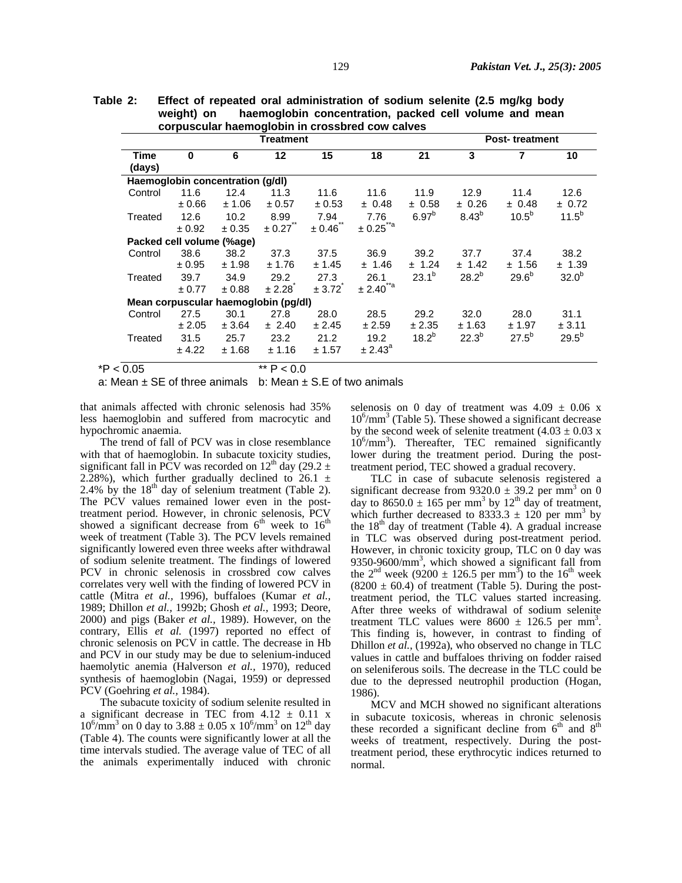**Table 2: Effect of repeated oral administration of sodium selenite (2.5 mg/kg body weight) on haemoglobin concentration, packed cell volume and mean corpuscular haemoglobin in crossbred cow calves**

| | Treatment | | | | | | Post- treatment | | |
|---|---|---|---|---|---|---|---|---|---|
| Time (days) | 0 | 6 | 12 | 15 | 18 | 21 | 3 | 7 | 10 |
| **Haemoglobin concentration (g/dl)** | | | | | | | | | |
| Control | 11.6 ± 0.66 | 12.4 ± 1.06 | 11.3 ± 0.57 | 11.6 ± 0.53 | 11.6 ± 0.48 | 11.9 ± 0.58 | 12.9 ± 0.26 | 11.4 ± 0.48 | 12.6 ± 0.72 |
| Treated | 12.6 ± 0.92 | 10.2 ± 0.35 | 8.99 ± 0.27** | 7.94 ± 0.46** | 7.76 ± 0.25**a | 6.97b | 8.43b | 10.5b | 11.5b |
| **Packed cell volume (%age)** | | | | | | | | | |
| Control | 38.6 ± 0.95 | 38.2 ± 1.98 | 37.3 ± 1.76 | 37.5 ± 1.45 | 36.9 ± 1.46 | 39.2 ± 1.24 | 37.7 ± 1.42 | 37.4 ± 1.56 | 38.2 ± 1.39 |
| Treated | 39.7 ± 0.77 | 34.9 ± 0.88 | 29.2 ± 2.28* | 27.3 ± 3.72* | 26.1 ± 2.40**a | 23.1b | 28.2b | 29.6b | 32.0b |
| **Mean corpuscular haemoglobin (pg/dl)** | | | | | | | | | |
| Control | 27.5 ± 2.05 | 30.1 ± 3.64 | 27.8 ± 2.40 | 28.0 ± 2.45 | 28.5 ± 2.59 | 29.2 ± 2.35 | 32.0 ± 1.63 | 28.0 ± 1.97 | 31.1 ± 3.11 |
| Treated | 31.5 ± 4.22 | 25.7 ± 1.68 | 23.2 ± 1.16 | 21.2 ± 1.57 | 19.2 ± 2.43a | 18.2b | 22.3b | 27.5b | 29.5b |

*P < 0.05 ** P < 0.0

a: Mean ± SE of three animals b: Mean ± S.E of two animals

that animals affected with chronic selenosis had 35% less haemoglobin and suffered from macrocytic and hypochromic anaemia.

The trend of fall of PCV was in close resemblance with that of haemoglobin. In subacute toxicity studies, significant fall in PCV was recorded on 12th day (29.2 ± 2.28%), which further gradually declined to 26.1 ± 2.4% by the 18th day of selenium treatment (Table 2). The PCV values remained lower even in the post-treatment period. However, in chronic selenosis, PCV showed a significant decrease from 6th week to 16th week of treatment (Table 3). The PCV levels remained significantly lowered even three weeks after withdrawal of sodium selenite treatment. The findings of lowered PCV in chronic selenosis in crossbred cow calves correlates very well with the finding of lowered PCV in cattle (Mitra *et al.*, 1996), buffaloes (Kumar *et al.*, 1989; Dhillon *et al.*, 1992b; Ghosh *et al.*, 1993; Deore, 2000) and pigs (Baker *et al.*, 1989). However, on the contrary, Ellis *et al.* (1997) reported no effect of chronic selenosis on PCV in cattle. The decrease in Hb and PCV in our study may be due to selenium-induced haemolytic anemia (Halverson *et al.*, 1970), reduced synthesis of haemoglobin (Nagai, 1959) or depressed PCV (Goehring *et al.*, 1984).

The subacute toxicity of sodium selenite resulted in a significant decrease in TEC from 4.12 ± 0.11 x $10^6$/mm$^3$ on 0 day to 3.88 ± 0.05 x $10^6$/mm$^3$ on 12th day (Table 4). The counts were significantly lower at all the time intervals studied. The average value of TEC of all the animals experimentally induced with chronic selenosis on 0 day of treatment was 4.09 ± 0.06 x $10^6$/mm$^3$ (Table 5). These showed a significant decrease by the second week of selenite treatment (4.03 ± 0.03 x $10^6$/mm$^3$). Thereafter, TEC remained significantly lower during the treatment period. During the post-treatment period, TEC showed a gradual recovery.

TLC in case of subacute selenosis registered a significant decrease from 9320.0 ± 39.2 per mm$^3$ on 0 day to 8650.0 ± 165 per mm$^3$ by 12th day of treatment, which further decreased to 8333.3 ± 120 per mm$^3$ by the 18th day of treatment (Table 4). A gradual increase in TLC was observed during post-treatment period. However, in chronic toxicity group, TLC on 0 day was 9350-9600/mm$^3$, which showed a significant fall from the 2nd week (9200 ± 126.5 per mm$^3$) to the 16th week (8200 ± 60.4) of treatment (Table 5). During the post-treatment period, the TLC values started increasing. After three weeks of withdrawal of sodium selenite treatment TLC values were 8600 ± 126.5 per mm$^3$. This finding is, however, in contrast to finding of Dhillon *et al.*, (1992a), who observed no change in TLC values in cattle and buffaloes thriving on fodder raised on seleniferous soils. The decrease in the TLC could be due to the depressed neutrophil production (Hogan, 1986).

MCV and MCH showed no significant alterations in subacute toxicosis, whereas in chronic selenosis these recorded a significant decline from 6th and 8th weeks of treatment, respectively. During the post-treatment period, these erythrocytic indices returned to normal.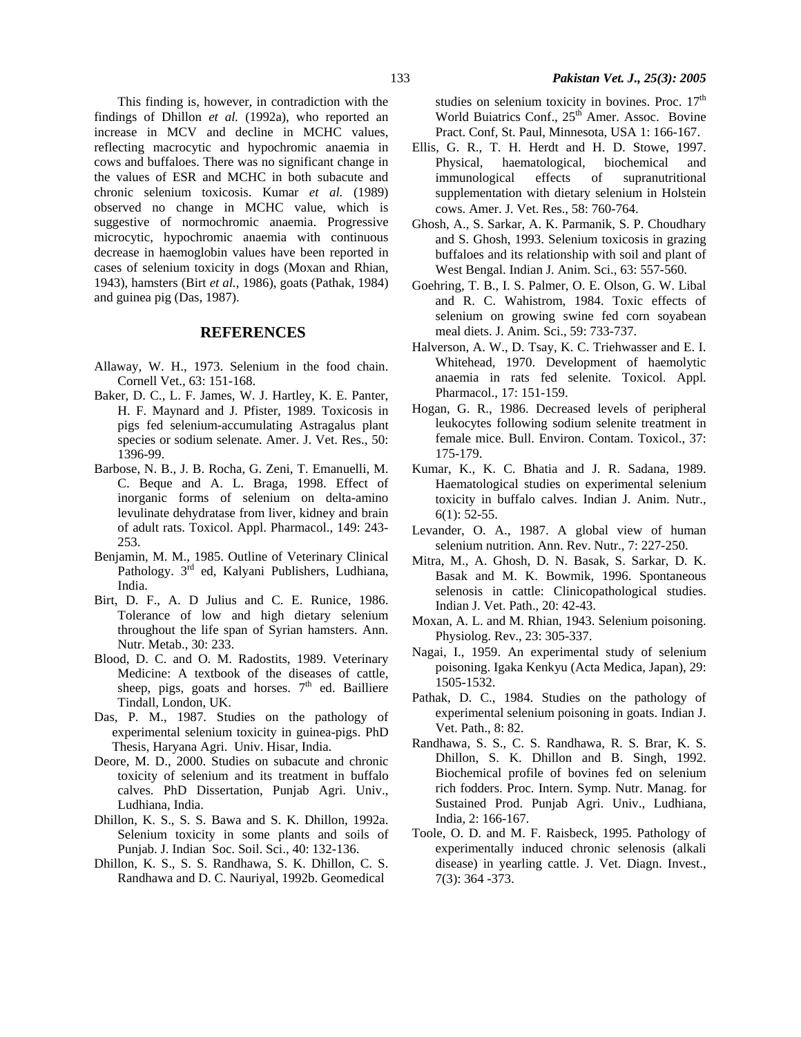This finding is, however, in contradiction with the findings of Dhillon *et al.* (1992a), who reported an increase in MCV and decline in MCHC values, reflecting macrocytic and hypochromic anaemia in cows and buffaloes. There was no significant change in the values of ESR and MCHC in both subacute and chronic selenium toxicosis. Kumar *et al.* (1989) observed no change in MCHC value, which is suggestive of normochromic anaemia. Progressive microcytic, hypochromic anaemia with continuous decrease in haemoglobin values have been reported in cases of selenium toxicity in dogs (Moxan and Rhian, 1943), hamsters (Birt *et al.*, 1986), goats (Pathak, 1984) and guinea pig (Das, 1987).

## REFERENCES

Allaway, W. H., 1973. Selenium in the food chain. Cornell Vet., 63: 151-168.

Baker, D. C., L. F. James, W. J. Hartley, K. E. Panter, H. F. Maynard and J. Pfister, 1989. Toxicosis in pigs fed selenium-accumulating Astragalus plant species or sodium selenate. Amer. J. Vet. Res., 50: 1396-99.

Barbose, N. B., J. B. Rocha, G. Zeni, T. Emanuelli, M. C. Beque and A. L. Braga, 1998. Effect of inorganic forms of selenium on delta-amino levulinate dehydratase from liver, kidney and brain of adult rats. Toxicol. Appl. Pharmacol., 149: 243-253.

Benjamin, M. M., 1985. Outline of Veterinary Clinical Pathology. 3rd ed, Kalyani Publishers, Ludhiana, India.

Birt, D. F., A. D Julius and C. E. Runice, 1986. Tolerance of low and high dietary selenium throughout the life span of Syrian hamsters. Ann. Nutr. Metab., 30: 233.

Blood, D. C. and O. M. Radostits, 1989. Veterinary Medicine: A textbook of the diseases of cattle, sheep, pigs, goats and horses. 7th ed. Bailliere Tindall, London, UK.

Das, P. M., 1987. Studies on the pathology of experimental selenium toxicity in guinea-pigs. PhD Thesis, Haryana Agri. Univ. Hisar, India.

Deore, M. D., 2000. Studies on subacute and chronic toxicity of selenium and its treatment in buffalo calves. PhD Dissertation, Punjab Agri. Univ., Ludhiana, India.

Dhillon, K. S., S. S. Bawa and S. K. Dhillon, 1992a. Selenium toxicity in some plants and soils of Punjab. J. Indian Soc. Soil. Sci., 40: 132-136.

Dhillon, K. S., S. S. Randhawa, S. K. Dhillon, C. S. Randhawa and D. C. Nauriyal, 1992b. Geomedical studies on selenium toxicity in bovines. Proc. 17th World Buiatrics Conf., 25th Amer. Assoc. Bovine Pract. Conf, St. Paul, Minnesota, USA 1: 166-167.

Ellis, G. R., T. H. Herdt and H. D. Stowe, 1997. Physical, haematological, biochemical and immunological effects of supranutritional supplementation with dietary selenium in Holstein cows. Amer. J. Vet. Res., 58: 760-764.

Ghosh, A., S. Sarkar, A. K. Parmanik, S. P. Choudhary and S. Ghosh, 1993. Selenium toxicosis in grazing buffaloes and its relationship with soil and plant of West Bengal. Indian J. Anim. Sci., 63: 557-560.

Goehring, T. B., I. S. Palmer, O. E. Olson, G. W. Libal and R. C. Wahistrom, 1984. Toxic effects of selenium on growing swine fed corn soyabean meal diets. J. Anim. Sci., 59: 733-737.

Halverson, A. W., D. Tsay, K. C. Triehwasser and E. I. Whitehead, 1970. Development of haemolytic anaemia in rats fed selenite. Toxicol. Appl. Pharmacol., 17: 151-159.

Hogan, G. R., 1986. Decreased levels of peripheral leukocytes following sodium selenite treatment in female mice. Bull. Environ. Contam. Toxicol., 37: 175-179.

Kumar, K., K. C. Bhatia and J. R. Sadana, 1989. Haematological studies on experimental selenium toxicity in buffalo calves. Indian J. Anim. Nutr., 6(1): 52-55.

Levander, O. A., 1987. A global view of human selenium nutrition. Ann. Rev. Nutr., 7: 227-250.

Mitra, M., A. Ghosh, D. N. Basak, S. Sarkar, D. K. Basak and M. K. Bowmik, 1996. Spontaneous selenosis in cattle: Clinicopathological studies. Indian J. Vet. Path., 20: 42-43.

Moxan, A. L. and M. Rhian, 1943. Selenium poisoning. Physiolog. Rev., 23: 305-337.

Nagai, I., 1959. An experimental study of selenium poisoning. Igaka Kenkyu (Acta Medica, Japan), 29: 1505-1532.

Pathak, D. C., 1984. Studies on the pathology of experimental selenium poisoning in goats. Indian J. Vet. Path., 8: 82.

Randhawa, S. S., C. S. Randhawa, R. S. Brar, K. S. Dhillon, S. K. Dhillon and B. Singh, 1992. Biochemical profile of bovines fed on selenium rich fodders. Proc. Intern. Symp. Nutr. Manag. for Sustained Prod. Punjab Agri. Univ., Ludhiana, India, 2: 166-167.

Toole, O. D. and M. F. Raisbeck, 1995. Pathology of experimentally induced chronic selenosis (alkali disease) in yearling cattle. J. Vet. Diagn. Invest., 7(3): 364 -373.